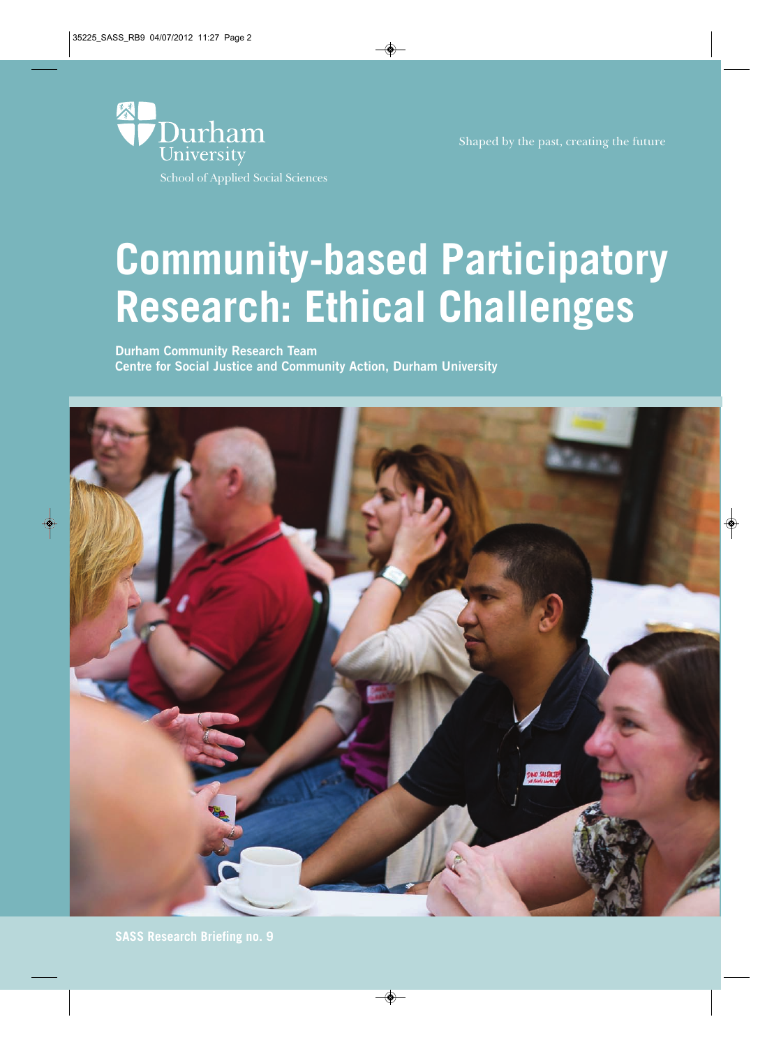Durham University

School of Applied Social Sciences

Shaped by the past, creating the future

# Community-based Participatory Research: Ethical Challenges

**Durham Community Research Team**
**Centre for Social Justice and Community Action, Durham University**

**SASS Research Briefing no. 9**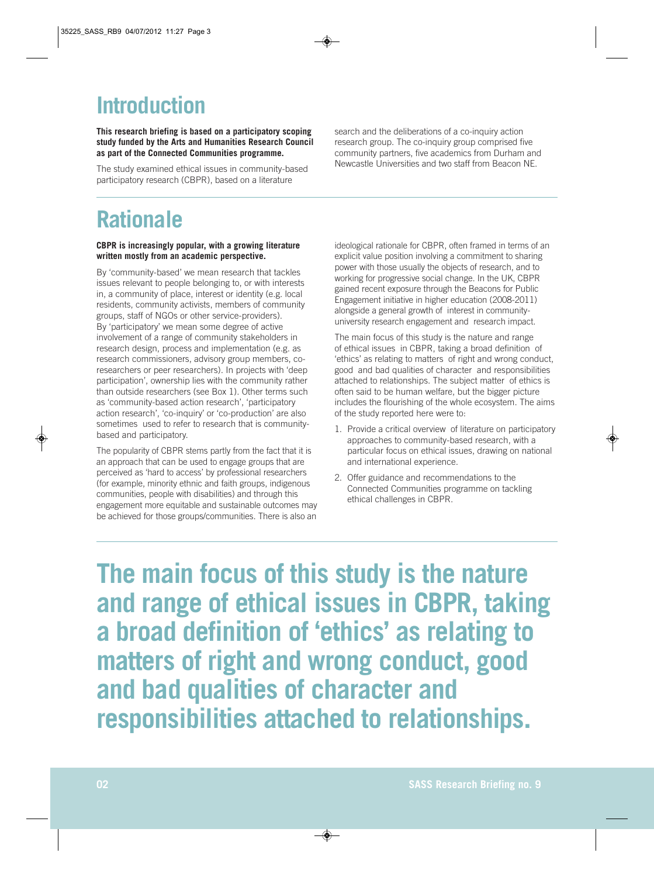# Introduction

**This research briefing is based on a participatory scoping study funded by the Arts and Humanities Research Council as part of the Connected Communities programme.**

The study examined ethical issues in community-based participatory research (CBPR), based on a literature search and the deliberations of a co-inquiry action research group. The co-inquiry group comprised five community partners, five academics from Durham and Newcastle Universities and two staff from Beacon NE.

# Rationale

**CBPR is increasingly popular, with a growing literature written mostly from an academic perspective.**

By 'community-based' we mean research that tackles issues relevant to people belonging to, or with interests in, a community of place, interest or identity (e.g. local residents, community activists, members of community groups, staff of NGOs or other service-providers). By 'participatory' we mean some degree of active involvement of a range of community stakeholders in research design, process and implementation (e.g. as research commissioners, advisory group members, co-researchers or peer researchers). In projects with 'deep participation', ownership lies with the community rather than outside researchers (see Box 1). Other terms such as 'community-based action research', 'participatory action research', 'co-inquiry' or 'co-production' are also sometimes used to refer to research that is community-based and participatory.

The popularity of CBPR stems partly from the fact that it is an approach that can be used to engage groups that are perceived as 'hard to access' by professional researchers (for example, minority ethnic and faith groups, indigenous communities, people with disabilities) and through this engagement more equitable and sustainable outcomes may be achieved for those groups/communities. There is also an ideological rationale for CBPR, often framed in terms of an explicit value position involving a commitment to sharing power with those usually the objects of research, and to working for progressive social change. In the UK, CBPR gained recent exposure through the Beacons for Public Engagement initiative in higher education (2008-2011) alongside a general growth of interest in community-university research engagement and research impact.

The main focus of this study is the nature and range of ethical issues in CBPR, taking a broad definition of 'ethics' as relating to matters of right and wrong conduct, good and bad qualities of character and responsibilities attached to relationships. The subject matter of ethics is often said to be human welfare, but the bigger picture includes the flourishing of the whole ecosystem. The aims of the study reported here were to:

1. Provide a critical overview of literature on participatory approaches to community-based research, with a particular focus on ethical issues, drawing on national and international experience.
2. Offer guidance and recommendations to the Connected Communities programme on tackling ethical challenges in CBPR.

**The main focus of this study is the nature and range of ethical issues in CBPR, taking a broad definition of 'ethics' as relating to matters of right and wrong conduct, good and bad qualities of character and responsibilities attached to relationships.**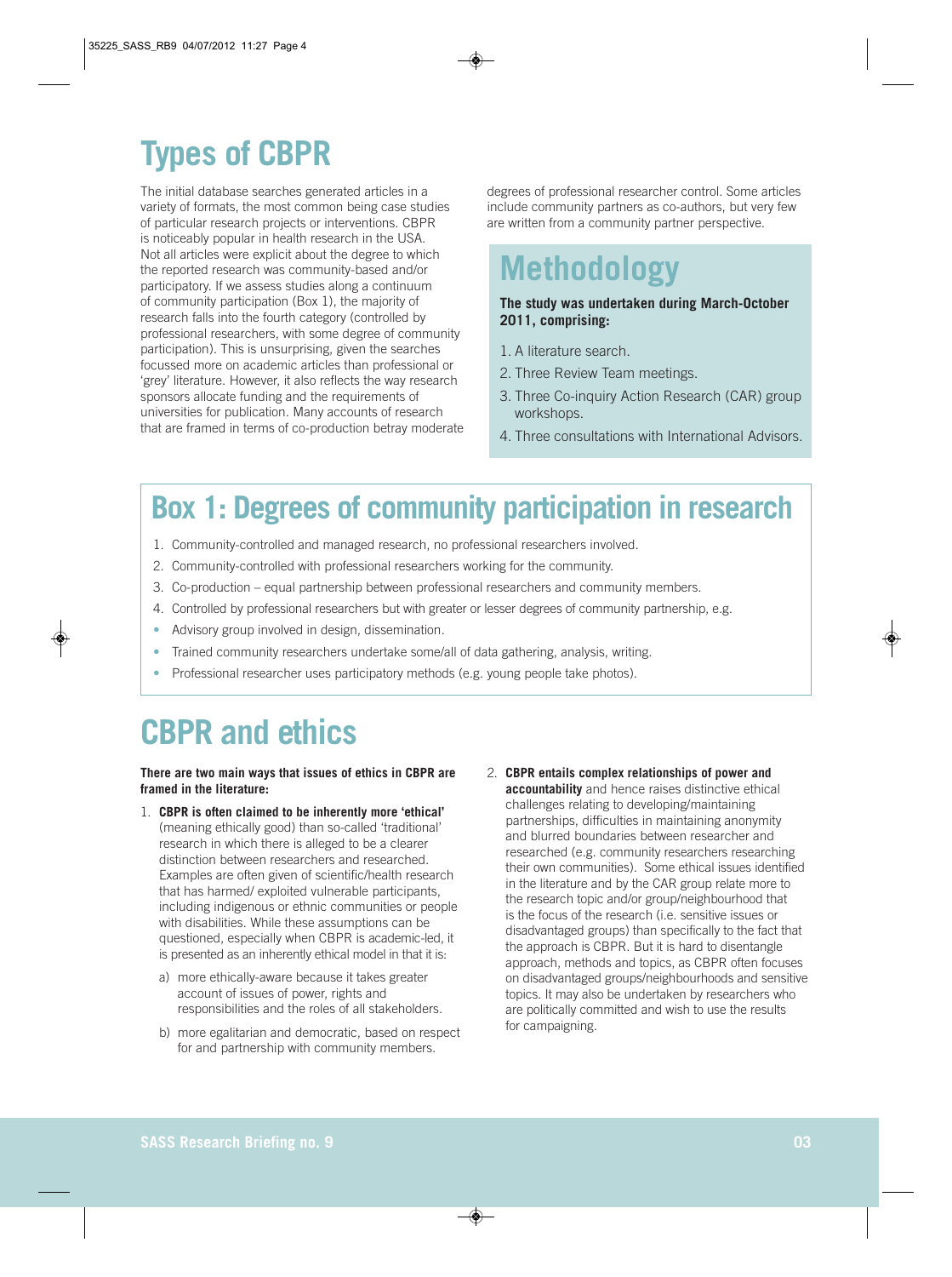# Types of CBPR

The initial database searches generated articles in a variety of formats, the most common being case studies of particular research projects or interventions. CBPR is noticeably popular in health research in the USA. Not all articles were explicit about the degree to which the reported research was community-based and/or participatory. If we assess studies along a continuum of community participation (Box 1), the majority of research falls into the fourth category (controlled by professional researchers, with some degree of community participation). This is unsurprising, given the searches focussed more on academic articles than professional or 'grey' literature. However, it also reflects the way research sponsors allocate funding and the requirements of universities for publication. Many accounts of research that are framed in terms of co-production betray moderate degrees of professional researcher control. Some articles include community partners as co-authors, but very few are written from a community partner perspective.

# Methodology

**The study was undertaken during March-October 2011, comprising:**

1. A literature search.
2. Three Review Team meetings.
3. Three Co-inquiry Action Research (CAR) group workshops.
4. Three consultations with International Advisors.

## Box 1: Degrees of community participation in research

1. Community-controlled and managed research, no professional researchers involved.
2. Community-controlled with professional researchers working for the community.
3. Co-production – equal partnership between professional researchers and community members.
4. Controlled by professional researchers but with greater or lesser degrees of community partnership, e.g.

- Advisory group involved in design, dissemination.
- Trained community researchers undertake some/all of data gathering, analysis, writing.
- Professional researcher uses participatory methods (e.g. young people take photos).

# CBPR and ethics

**There are two main ways that issues of ethics in CBPR are framed in the literature:**

1. **CBPR is often claimed to be inherently more 'ethical'** (meaning ethically good) than so-called 'traditional' research in which there is alleged to be a clearer distinction between researchers and researched. Examples are often given of scientific/health research that has harmed/ exploited vulnerable participants, including indigenous or ethnic communities or people with disabilities. While these assumptions can be questioned, especially when CBPR is academic-led, it is presented as an inherently ethical model in that it is:
   a) more ethically-aware because it takes greater account of issues of power, rights and responsibilities and the roles of all stakeholders.
   b) more egalitarian and democratic, based on respect for and partnership with community members.
2. **CBPR entails complex relationships of power and accountability** and hence raises distinctive ethical challenges relating to developing/maintaining partnerships, difficulties in maintaining anonymity and blurred boundaries between researcher and researched (e.g. community researchers researching their own communities). Some ethical issues identified in the literature and by the CAR group relate more to the research topic and/or group/neighbourhood that is the focus of the research (i.e. sensitive issues or disadvantaged groups) than specifically to the fact that the approach is CBPR. But it is hard to disentangle approach, methods and topics, as CBPR often focuses on disadvantaged groups/neighbourhoods and sensitive topics. It may also be undertaken by researchers who are politically committed and wish to use the results for campaigning.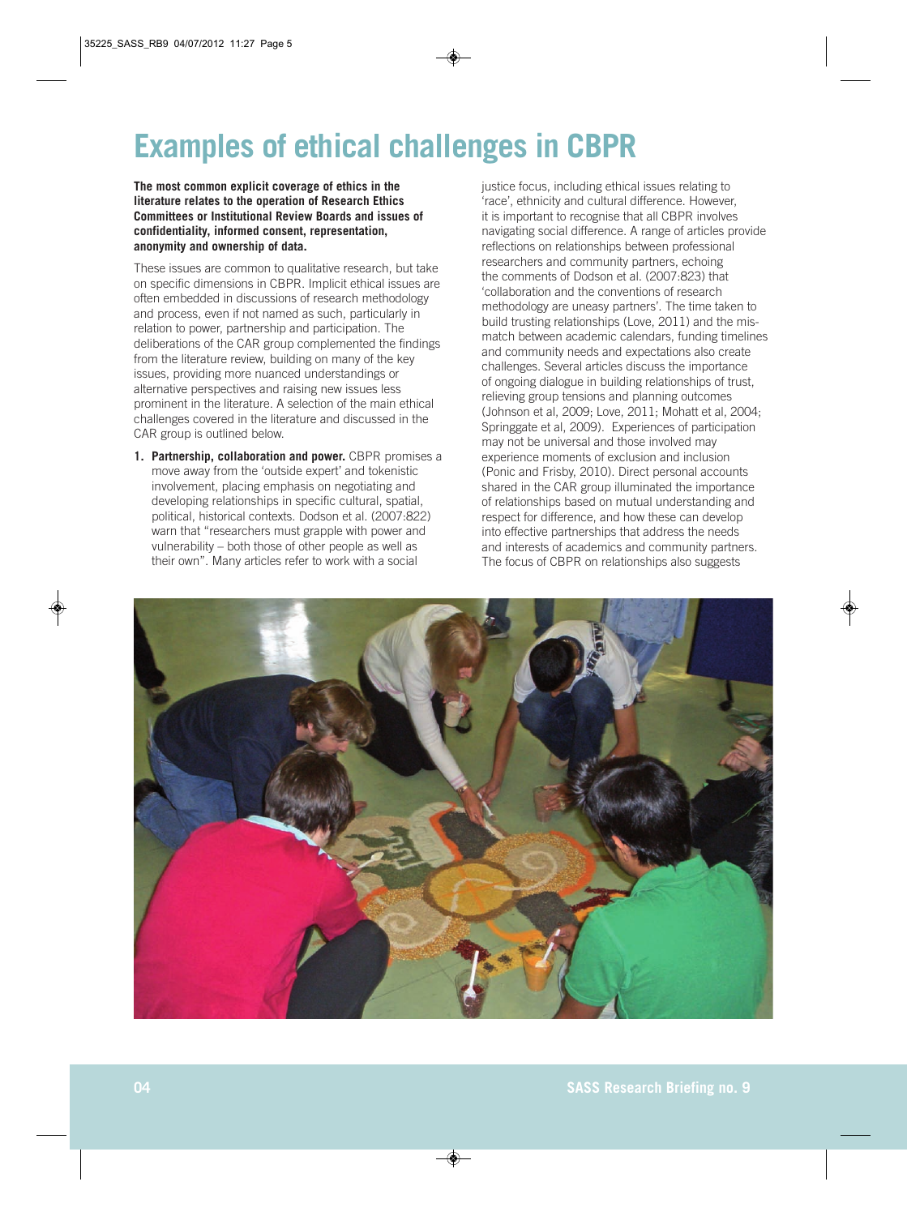# Examples of ethical challenges in CBPR

**The most common explicit coverage of ethics in the literature relates to the operation of Research Ethics Committees or Institutional Review Boards and issues of confidentiality, informed consent, representation, anonymity and ownership of data.**

These issues are common to qualitative research, but take on specific dimensions in CBPR. Implicit ethical issues are often embedded in discussions of research methodology and process, even if not named as such, particularly in relation to power, partnership and participation. The deliberations of the CAR group complemented the findings from the literature review, building on many of the key issues, providing more nuanced understandings or alternative perspectives and raising new issues less prominent in the literature. A selection of the main ethical challenges covered in the literature and discussed in the CAR group is outlined below.

1. **Partnership, collaboration and power.** CBPR promises a move away from the 'outside expert' and tokenistic involvement, placing emphasis on negotiating and developing relationships in specific cultural, spatial, political, historical contexts. Dodson et al. (2007:822) warn that "researchers must grapple with power and vulnerability – both those of other people as well as their own". Many articles refer to work with a social justice focus, including ethical issues relating to 'race', ethnicity and cultural difference. However, it is important to recognise that all CBPR involves navigating social difference. A range of articles provide reflections on relationships between professional researchers and community partners, echoing the comments of Dodson et al. (2007:823) that 'collaboration and the conventions of research methodology are uneasy partners'. The time taken to build trusting relationships (Love, 2011) and the mis-match between academic calendars, funding timelines and community needs and expectations also create challenges. Several articles discuss the importance of ongoing dialogue in building relationships of trust, relieving group tensions and planning outcomes (Johnson et al, 2009; Love, 2011; Mohatt et al, 2004; Springgate et al, 2009). Experiences of participation may not be universal and those involved may experience moments of exclusion and inclusion (Ponic and Frisby, 2010). Direct personal accounts shared in the CAR group illuminated the importance of relationships based on mutual understanding and respect for difference, and how these can develop into effective partnerships that address the needs and interests of academics and community partners. The focus of CBPR on relationships also suggests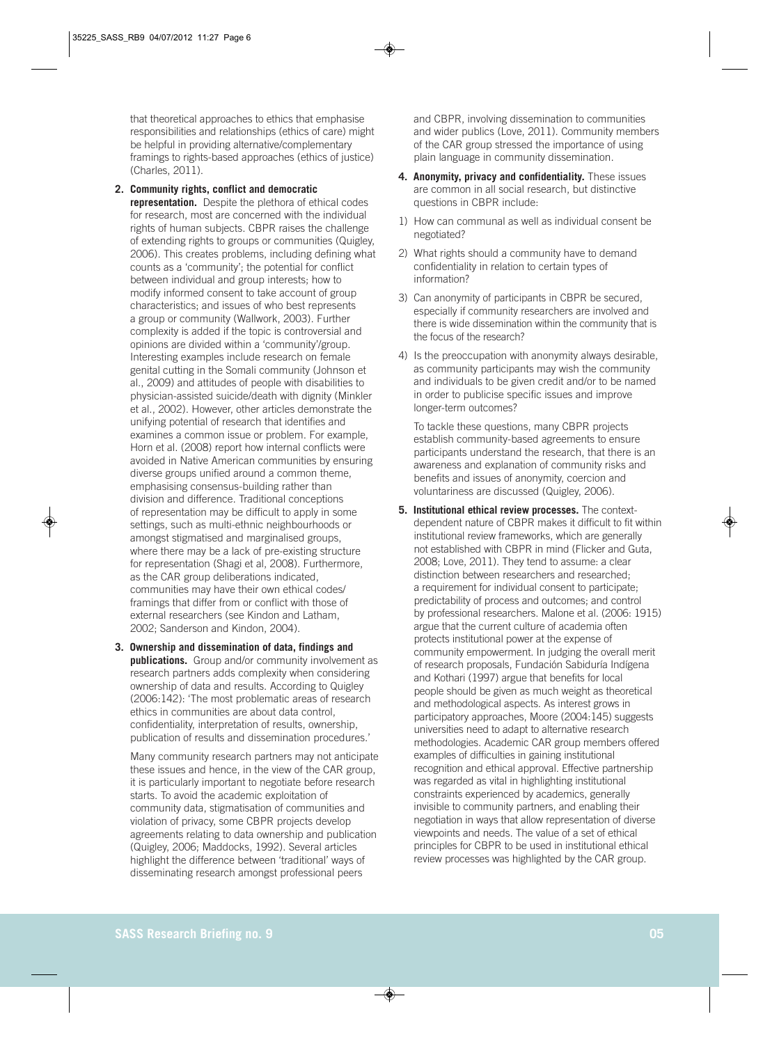that theoretical approaches to ethics that emphasise responsibilities and relationships (ethics of care) might be helpful in providing alternative/complementary framings to rights-based approaches (ethics of justice) (Charles, 2011).

2. **Community rights, conflict and democratic representation.** Despite the plethora of ethical codes for research, most are concerned with the individual rights of human subjects. CBPR raises the challenge of extending rights to groups or communities (Quigley, 2006). This creates problems, including defining what counts as a 'community'; the potential for conflict between individual and group interests; how to modify informed consent to take account of group characteristics; and issues of who best represents a group or community (Wallwork, 2003). Further complexity is added if the topic is controversial and opinions are divided within a 'community'/group. Interesting examples include research on female genital cutting in the Somali community (Johnson et al., 2009) and attitudes of people with disabilities to physician-assisted suicide/death with dignity (Minkler et al., 2002). However, other articles demonstrate the unifying potential of research that identifies and examines a common issue or problem. For example, Horn et al. (2008) report how internal conflicts were avoided in Native American communities by ensuring diverse groups unified around a common theme, emphasising consensus-building rather than division and difference. Traditional conceptions of representation may be difficult to apply in some settings, such as multi-ethnic neighbourhoods or amongst stigmatised and marginalised groups, where there may be a lack of pre-existing structure for representation (Shagi et al, 2008). Furthermore, as the CAR group deliberations indicated, communities may have their own ethical codes/ framings that differ from or conflict with those of external researchers (see Kindon and Latham, 2002; Sanderson and Kindon, 2004).

3. **Ownership and dissemination of data, findings and publications.** Group and/or community involvement as research partners adds complexity when considering ownership of data and results. According to Quigley (2006:142): 'The most problematic areas of research ethics in communities are about data control, confidentiality, interpretation of results, ownership, publication of results and dissemination procedures.'

   Many community research partners may not anticipate these issues and hence, in the view of the CAR group, it is particularly important to negotiate before research starts. To avoid the academic exploitation of community data, stigmatisation of communities and violation of privacy, some CBPR projects develop agreements relating to data ownership and publication (Quigley, 2006; Maddocks, 1992). Several articles highlight the difference between 'traditional' ways of disseminating research amongst professional peers and CBPR, involving dissemination to communities and wider publics (Love, 2011). Community members of the CAR group stressed the importance of using plain language in community dissemination.

4. **Anonymity, privacy and confidentiality.** These issues are common in all social research, but distinctive questions in CBPR include:

   1) How can communal as well as individual consent be negotiated?
   2) What rights should a community have to demand confidentiality in relation to certain types of information?
   3) Can anonymity of participants in CBPR be secured, especially if community researchers are involved and there is wide dissemination within the community that is the focus of the research?
   4) Is the preoccupation with anonymity always desirable, as community participants may wish the community and individuals to be given credit and/or to be named in order to publicise specific issues and improve longer-term outcomes?

   To tackle these questions, many CBPR projects establish community-based agreements to ensure participants understand the research, that there is an awareness and explanation of community risks and benefits and issues of anonymity, coercion and voluntariness are discussed (Quigley, 2006).

5. **Institutional ethical review processes.** The context-dependent nature of CBPR makes it difficult to fit within institutional review frameworks, which are generally not established with CBPR in mind (Flicker and Guta, 2008; Love, 2011). They tend to assume: a clear distinction between researchers and researched; a requirement for individual consent to participate; predictability of process and outcomes; and control by professional researchers. Malone et al. (2006: 1915) argue that the current culture of academia often protects institutional power at the expense of community empowerment. In judging the overall merit of research proposals, Fundación Sabiduría Indígena and Kothari (1997) argue that benefits for local people should be given as much weight as theoretical and methodological aspects. As interest grows in participatory approaches, Moore (2004:145) suggests universities need to adapt to alternative research methodologies. Academic CAR group members offered examples of difficulties in gaining institutional recognition and ethical approval. Effective partnership was regarded as vital in highlighting institutional constraints experienced by academics, generally invisible to community partners, and enabling their negotiation in ways that allow representation of diverse viewpoints and needs. The value of a set of ethical principles for CBPR to be used in institutional ethical review processes was highlighted by the CAR group.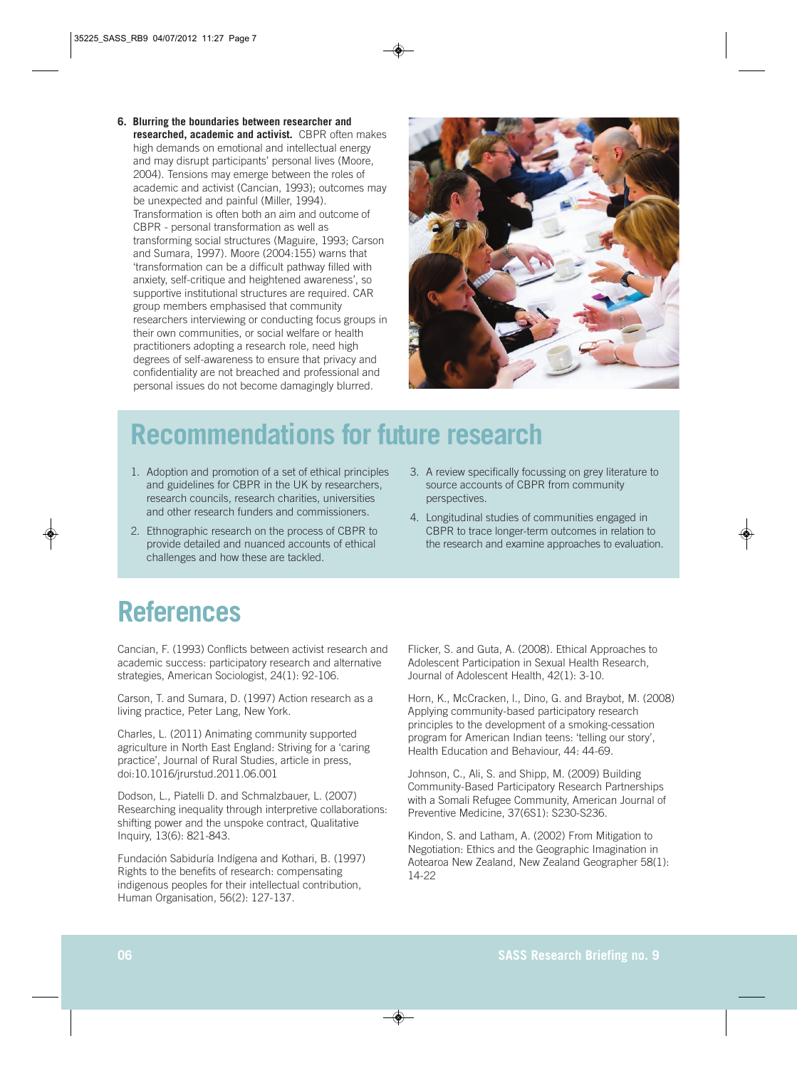6. **Blurring the boundaries between researcher and researched, academic and activist.** CBPR often makes high demands on emotional and intellectual energy and may disrupt participants' personal lives (Moore, 2004). Tensions may emerge between the roles of academic and activist (Cancian, 1993); outcomes may be unexpected and painful (Miller, 1994). Transformation is often both an aim and outcome of CBPR - personal transformation as well as transforming social structures (Maguire, 1993; Carson and Sumara, 1997). Moore (2004:155) warns that 'transformation can be a difficult pathway filled with anxiety, self-critique and heightened awareness', so supportive institutional structures are required. CAR group members emphasised that community researchers interviewing or conducting focus groups in their own communities, or social welfare or health practitioners adopting a research role, need high degrees of self-awareness to ensure that privacy and confidentiality are not breached and professional and personal issues do not become damagingly blurred.

## Recommendations for future research

1. Adoption and promotion of a set of ethical principles and guidelines for CBPR in the UK by researchers, research councils, research charities, universities and other research funders and commissioners.
2. Ethnographic research on the process of CBPR to provide detailed and nuanced accounts of ethical challenges and how these are tackled.
3. A review specifically focussing on grey literature to source accounts of CBPR from community perspectives.
4. Longitudinal studies of communities engaged in CBPR to trace longer-term outcomes in relation to the research and examine approaches to evaluation.

# References

Cancian, F. (1993) Conflicts between activist research and academic success: participatory research and alternative strategies, American Sociologist, 24(1): 92-106.

Carson, T. and Sumara, D. (1997) Action research as a living practice, Peter Lang, New York.

Charles, L. (2011) Animating community supported agriculture in North East England: Striving for a 'caring practice', Journal of Rural Studies, article in press, doi:10.1016/jrurstud.2011.06.001

Dodson, L., Piatelli D. and Schmalzbauer, L. (2007) Researching inequality through interpretive collaborations: shifting power and the unspoke contract, Qualitative Inquiry, 13(6): 821-843.

Fundación Sabiduría Indígena and Kothari, B. (1997) Rights to the benefits of research: compensating indigenous peoples for their intellectual contribution, Human Organisation, 56(2): 127-137.

Flicker, S. and Guta, A. (2008). Ethical Approaches to Adolescent Participation in Sexual Health Research, Journal of Adolescent Health, 42(1): 3-10.

Horn, K., McCracken, l., Dino, G. and Braybot, M. (2008) Applying community-based participatory research principles to the development of a smoking-cessation program for American Indian teens: 'telling our story', Health Education and Behaviour, 44: 44-69.

Johnson, C., Ali, S. and Shipp, M. (2009) Building Community-Based Participatory Research Partnerships with a Somali Refugee Community, American Journal of Preventive Medicine, 37(6S1): S230-S236.

Kindon, S. and Latham, A. (2002) From Mitigation to Negotiation: Ethics and the Geographic Imagination in Aotearoa New Zealand, New Zealand Geographer 58(1): 14-22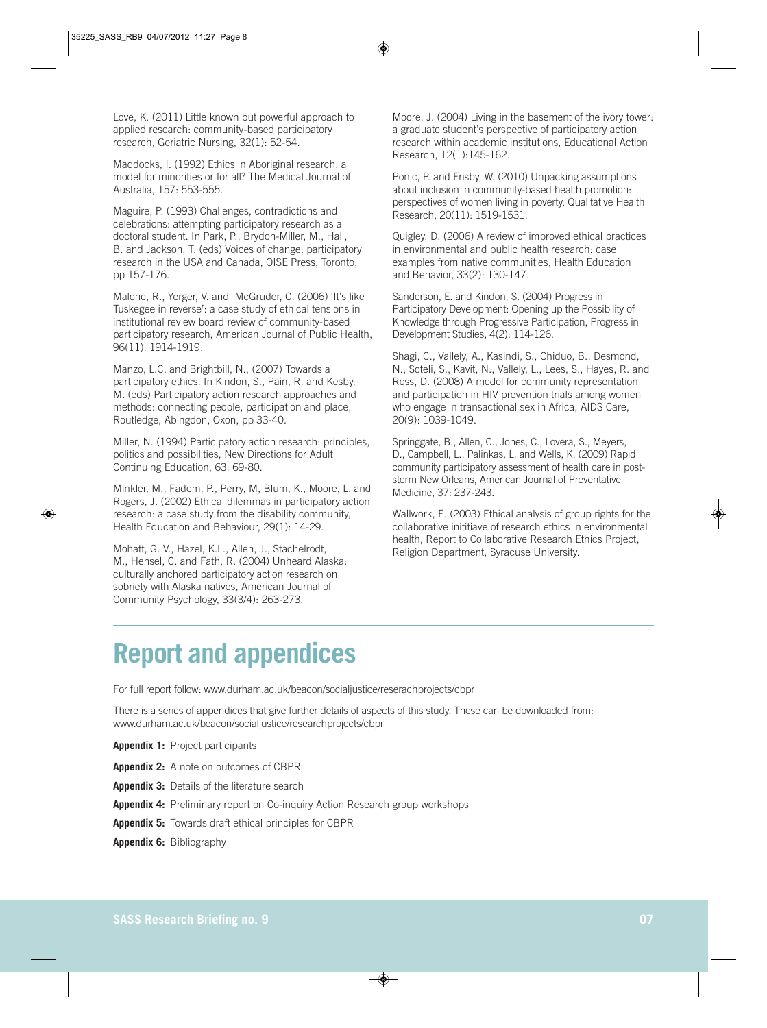Love, K. (2011) Little known but powerful approach to applied research: community-based participatory research, Geriatric Nursing, 32(1): 52-54.

Maddocks, I. (1992) Ethics in Aboriginal research: a model for minorities or for all? The Medical Journal of Australia, 157: 553-555.

Maguire, P. (1993) Challenges, contradictions and celebrations: attempting participatory research as a doctoral student. In Park, P., Brydon-Miller, M., Hall, B. and Jackson, T. (eds) Voices of change: participatory research in the USA and Canada, OISE Press, Toronto, pp 157-176.

Malone, R., Yerger, V. and McGruder, C. (2006) 'It's like Tuskegee in reverse': a case study of ethical tensions in institutional review board review of community-based participatory research, American Journal of Public Health, 96(11): 1914-1919.

Manzo, L.C. and Brightbill, N., (2007) Towards a participatory ethics. In Kindon, S., Pain, R. and Kesby, M. (eds) Participatory action research approaches and methods: connecting people, participation and place, Routledge, Abingdon, Oxon, pp 33-40.

Miller, N. (1994) Participatory action research: principles, politics and possibilities, New Directions for Adult Continuing Education, 63: 69-80.

Minkler, M., Fadem, P., Perry, M, Blum, K., Moore, L. and Rogers, J. (2002) Ethical dilemmas in participatory action research: a case study from the disability community, Health Education and Behaviour, 29(1): 14-29.

Mohatt, G. V., Hazel, K.L., Allen, J., Stachelrodt, M., Hensel, C. and Fath, R. (2004) Unheard Alaska: culturally anchored participatory action research on sobriety with Alaska natives, American Journal of Community Psychology, 33(3/4): 263-273.

Moore, J. (2004) Living in the basement of the ivory tower: a graduate student's perspective of participatory action research within academic institutions, Educational Action Research, 12(1):145-162.

Ponic, P. and Frisby, W. (2010) Unpacking assumptions about inclusion in community-based health promotion: perspectives of women living in poverty, Qualitative Health Research, 20(11): 1519-1531.

Quigley, D. (2006) A review of improved ethical practices in environmental and public health research: case examples from native communities, Health Education and Behavior, 33(2): 130-147.

Sanderson, E. and Kindon, S. (2004) Progress in Participatory Development: Opening up the Possibility of Knowledge through Progressive Participation, Progress in Development Studies, 4(2): 114-126.

Shagi, C., Vallely, A., Kasindi, S., Chiduo, B., Desmond, N., Soteli, S., Kavit, N., Vallely, L., Lees, S., Hayes, R. and Ross, D. (2008) A model for community representation and participation in HIV prevention trials among women who engage in transactional sex in Africa, AIDS Care, 20(9): 1039-1049.

Springgate, B., Allen, C., Jones, C., Lovera, S., Meyers, D., Campbell, L., Palinkas, L. and Wells, K. (2009) Rapid community participatory assessment of health care in post-storm New Orleans, American Journal of Preventative Medicine, 37: 237-243.

Wallwork, E. (2003) Ethical analysis of group rights for the collaborative inititiave of research ethics in environmental health, Report to Collaborative Research Ethics Project, Religion Department, Syracuse University.

# Report and appendices

For full report follow: www.durham.ac.uk/beacon/socialjustice/reserachprojects/cbpr

There is a series of appendices that give further details of aspects of this study. These can be downloaded from: www.durham.ac.uk/beacon/socialjustice/researchprojects/cbpr

**Appendix 1:** Project participants

**Appendix 2:** A note on outcomes of CBPR

**Appendix 3:** Details of the literature search

**Appendix 4:** Preliminary report on Co-inquiry Action Research group workshops

**Appendix 5:** Towards draft ethical principles for CBPR

**Appendix 6:** Bibliography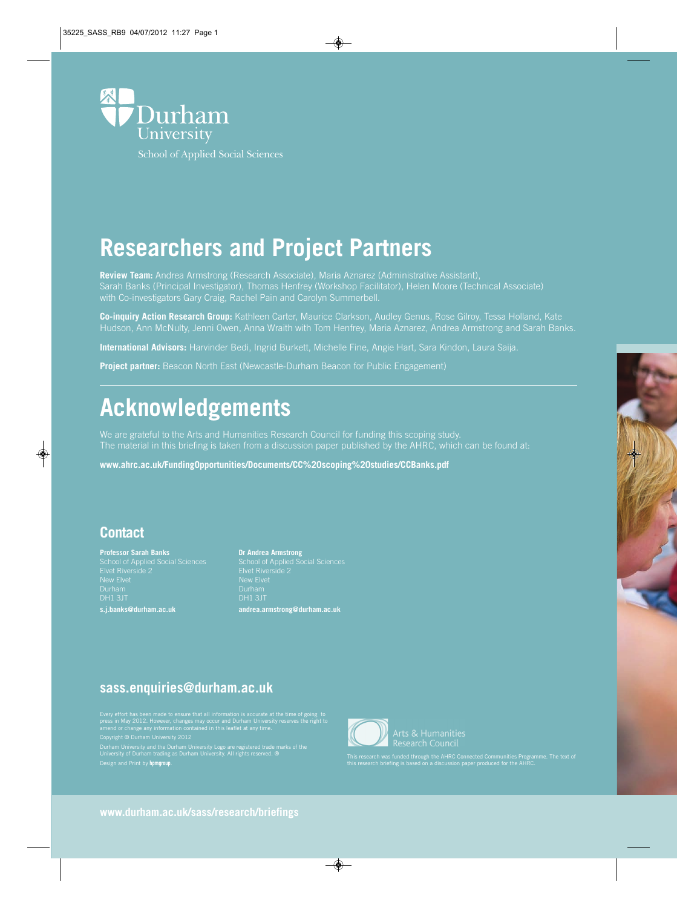Durham University

School of Applied Social Sciences

# Researchers and Project Partners

**Review Team:** Andrea Armstrong (Research Associate), Maria Aznarez (Administrative Assistant), Sarah Banks (Principal Investigator), Thomas Henfrey (Workshop Facilitator), Helen Moore (Technical Associate) with Co-investigators Gary Craig, Rachel Pain and Carolyn Summerbell.

**Co-inquiry Action Research Group:** Kathleen Carter, Maurice Clarkson, Audley Genus, Rose Gilroy, Tessa Holland, Kate Hudson, Ann McNulty, Jenni Owen, Anna Wraith with Tom Henfrey, Maria Aznarez, Andrea Armstrong and Sarah Banks.

**International Advisors:** Harvinder Bedi, Ingrid Burkett, Michelle Fine, Angie Hart, Sara Kindon, Laura Saija.

**Project partner:** Beacon North East (Newcastle-Durham Beacon for Public Engagement)

# Acknowledgements

We are grateful to the Arts and Humanities Research Council for funding this scoping study.
The material in this briefing is taken from a discussion paper published by the AHRC, which can be found at:

**www.ahrc.ac.uk/FundingOpportunities/Documents/CC%20scoping%20studies/CCBanks.pdf**

## Contact

**Professor Sarah Banks**
School of Applied Social Sciences
Elvet Riverside 2
New Elvet
Durham
DH1 3JT
**s.j.banks@durham.ac.uk**

**Dr Andrea Armstrong**
School of Applied Social Sciences
Elvet Riverside 2
New Elvet
Durham
DH1 3JT
**andrea.armstrong@durham.ac.uk**

## sass.enquiries@durham.ac.uk

Every effort has been made to ensure that all information is accurate at the time of going to press in May 2012. However, changes may occur and Durham University reserves the right to amend or change any information contained in this leaflet at any time.

Copyright © Durham University 2012

Durham University and the Durham University Logo are registered trade marks of the University of Durham trading as Durham University. All rights reserved. ®

Design and Print by **hpmgroup**.

Arts & Humanities Research Council

This research was funded through the AHRC Connected Communities Programme. The text of this research briefing is based on a discussion paper produced for the AHRC.

**www.durham.ac.uk/sass/research/briefings**